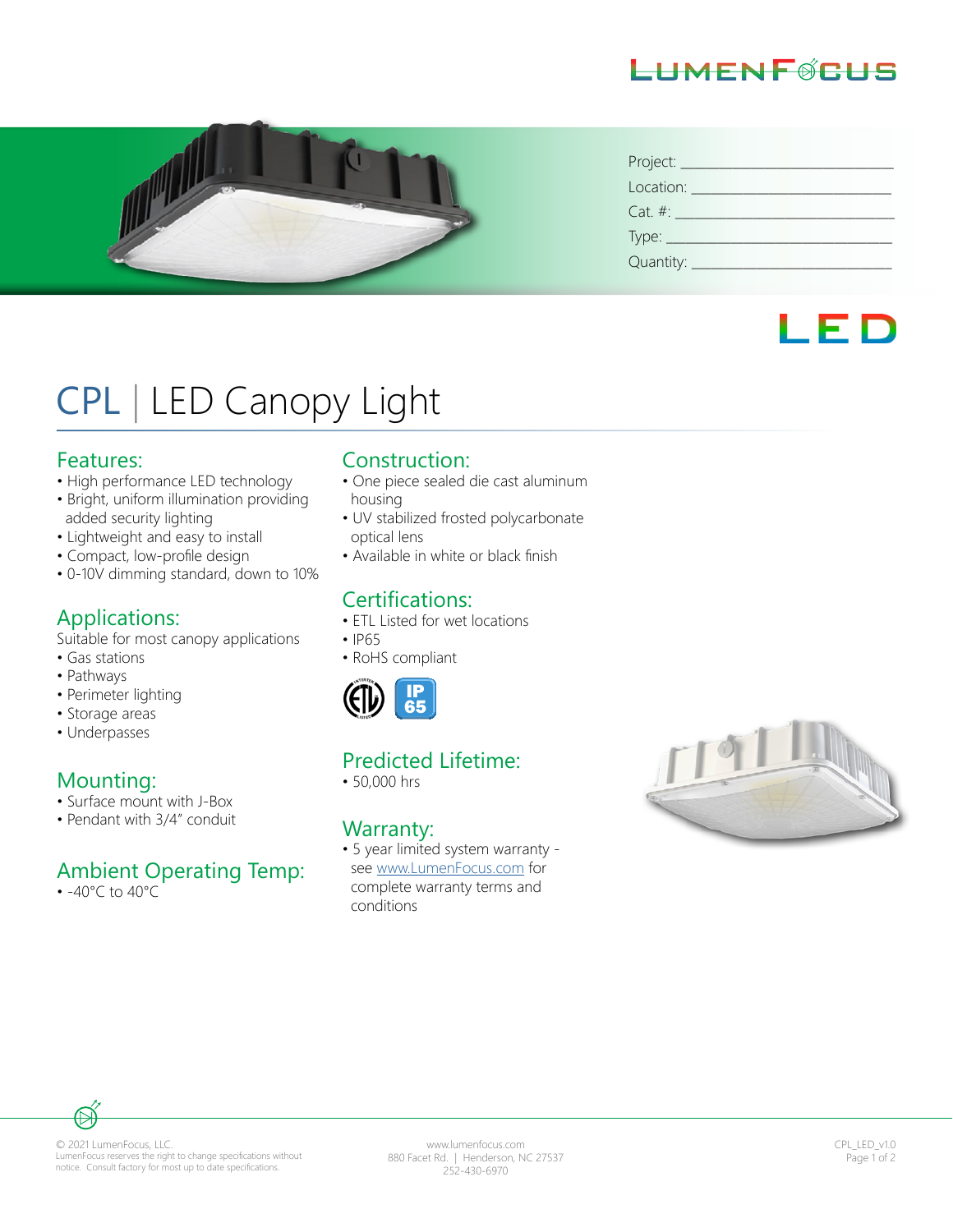LUMENFOCUS

Project: ____________________________

Location: ___________________________

Cat. #: _____________________________

Type: ______________________________

Quantity: ___________________________

LED

# CPL | LED Canopy Light

## Features:

- High performance LED technology
- Bright, uniform illumination providing added security lighting
- Lightweight and easy to install
- Compact, low-profile design
- 0-10V dimming standard, down to 10%

## Applications:

Suitable for most canopy applications

- Gas stations
- Pathways
- Perimeter lighting
- Storage areas
- Underpasses

## Mounting:

- Surface mount with J-Box
- Pendant with 3/4" conduit

## Ambient Operating Temp:

- -40°C to 40°C

## Construction:

- One piece sealed die cast aluminum housing
- UV stabilized frosted polycarbonate optical lens
- Available in white or black finish

## Certifications:

- ETL Listed for wet locations
- IP65
- RoHS compliant

## Predicted Lifetime:

- 50,000 hrs

## Warranty:

- 5 year limited system warranty - see www.LumenFocus.com for complete warranty terms and conditions

© 2021 LumenFocus, LLC.
LumenFocus reserves the right to change specifications without notice. Consult factory for most up to date specifications.

www.lumenfocus.com
880 Facet Rd. | Henderson, NC 27537
252-430-6970

CPL_LED_v1.0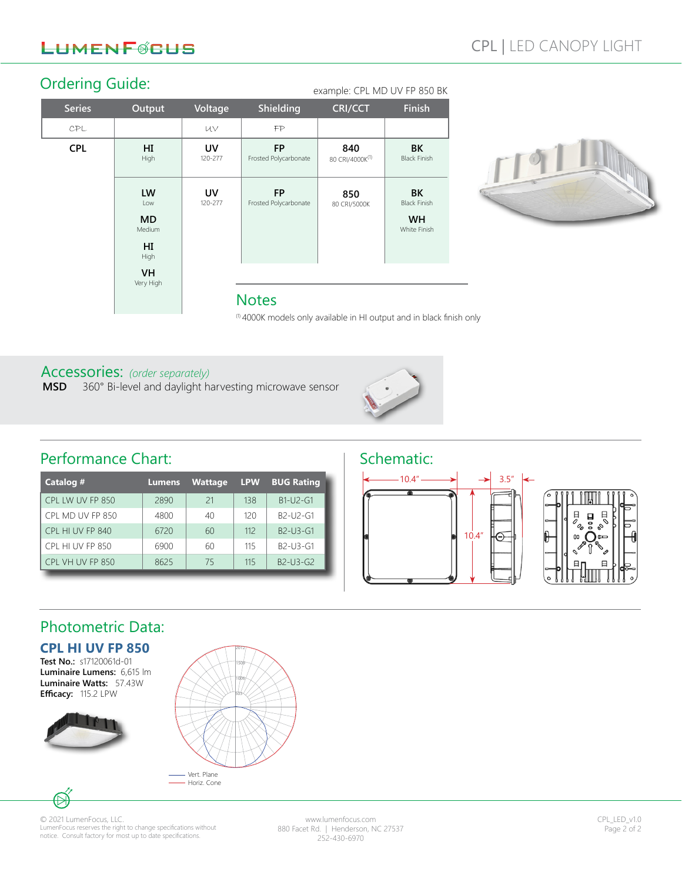## Ordering Guide:

example: CPL MD UV FP 850 BK

| Series | Output | Voltage | Shielding | CRI/CCT | Finish |
|---|---|---|---|---|---|
| CPL | | UV | FP | | |
| **CPL** | **HI** High | **UV** 120-277 | **FP** Frosted Polycarbonate | **840** 80 CRI/4000K[1] | **BK** Black Finish |
| | **LW** Low<br>**MD** Medium<br>**HI** High<br>**VH** Very High | **UV** 120-277 | **FP** Frosted Polycarbonate | **850** 80 CRI/5000K | **BK** Black Finish<br>**WH** White Finish |

### Notes

[1] 4000K models only available in HI output and in black finish only

## Accessories: *(order separately)*

**MSD** 360° Bi-level and daylight harvesting microwave sensor

## Performance Chart:

| Catalog # | Lumens | Wattage | LPW | BUG Rating |
|---|---|---|---|---|
| CPL LW UV FP 850 | 2890 | 21 | 138 | B1-U2-G1 |
| CPL MD UV FP 850 | 4800 | 40 | 120 | B2-U2-G1 |
| CPL HI UV FP 840 | 6720 | 60 | 112 | B2-U3-G1 |
| CPL HI UV FP 850 | 6900 | 60 | 115 | B2-U3-G1 |
| CPL VH UV FP 850 | 8625 | 75 | 115 | B2-U3-G2 |

## Schematic:

10.4"
3.5"
10.4"

## Photometric Data:

### CPL HI UV FP 850

**Test No.:** s17120061d-01
**Luminaire Lumens:** 6,615 lm
**Luminaire Watts:** 57.43W
**Efficacy:** 115.2 LPW

2012
1509
1006
503

Vert. Plane
Horiz. Cone

© 2021 LumenFocus, LLC.
LumenFocus reserves the right to change specifications without notice. Consult factory for most up to date specifications.

www.lumenfocus.com
880 Facet Rd. | Henderson, NC 27537
252-430-6970

CPL_LED_v1.0